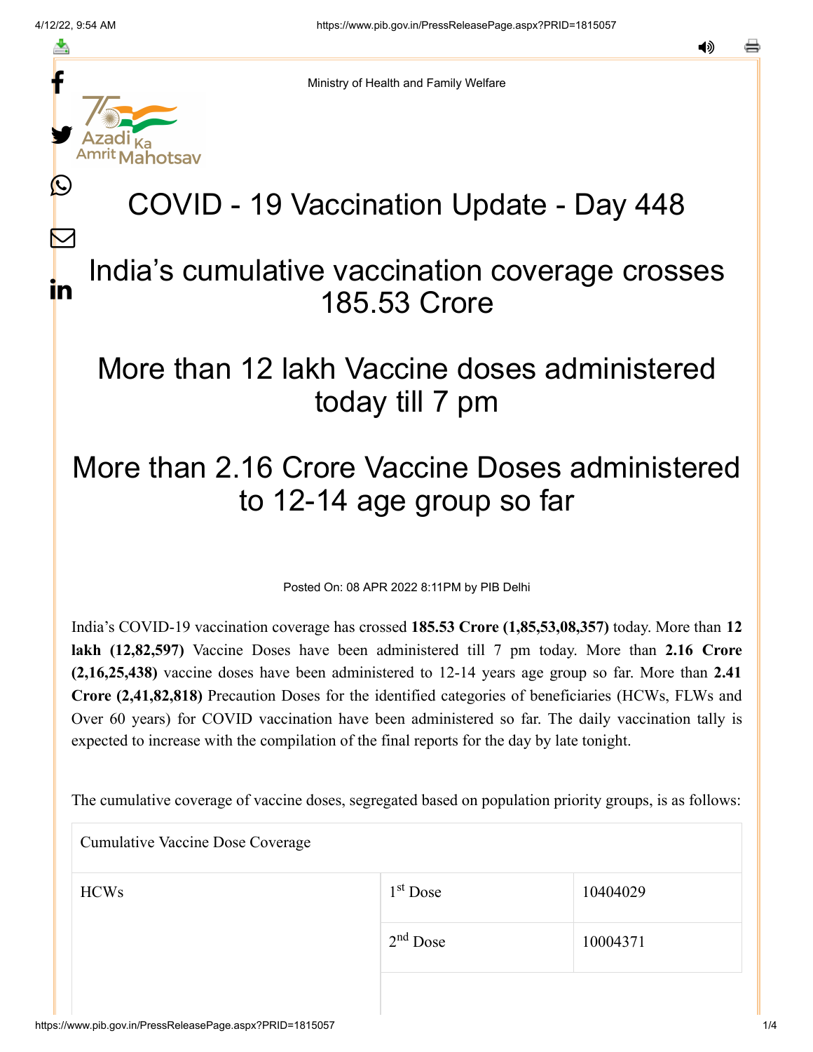Ministry of Health and Family Welfare

# COVID - 19 Vaccination Update - Day 448

## India's cumulative vaccination coverage crosses 185.53 Crore

## More than 12 lakh Vaccine doses administered today till 7 pm

## More than 2.16 Crore Vaccine Doses administered to 12-14 age group so far

Posted On: 08 APR 2022 8:11PM by PIB Delhi

India's COVID-19 vaccination coverage has crossed **185.53 Crore (1,85,53,08,357)** today. More than **12 lakh (12,82,597)** Vaccine Doses have been administered till 7 pm today. More than **2.16 Crore (2,16,25,438)** vaccine doses have been administered to 12-14 years age group so far. More than **2.41 Crore (2,41,82,818)** Precaution Doses for the identified categories of beneficiaries (HCWs, FLWs and Over 60 years) for COVID vaccination have been administered so far. The daily vaccination tally is expected to increase with the compilation of the final reports for the day by late tonight.

The cumulative coverage of vaccine doses, segregated based on population priority groups, is as follows:

| Cumulative Vaccine Dose Coverage | | |
|---|---|---|
| HCWs | 1st Dose | 10404029 |
| | 2nd Dose | 10004371 |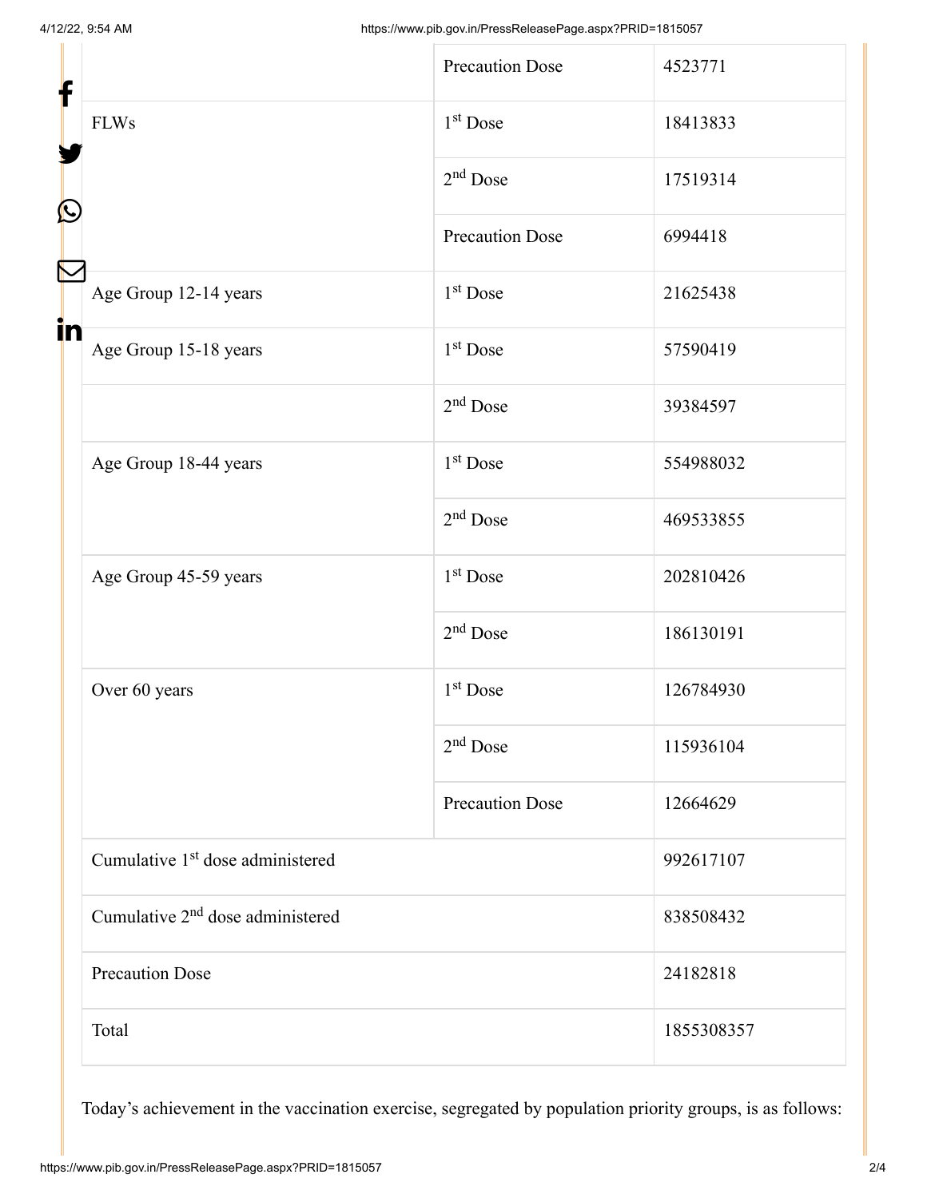| | | |
|---|---|---|
| | Precaution Dose | 4523771 |
| FLWs | 1st Dose | 18413833 |
| | 2nd Dose | 17519314 |
| | Precaution Dose | 6994418 |
| Age Group 12-14 years | 1st Dose | 21625438 |
| Age Group 15-18 years | 1st Dose | 57590419 |
| | 2nd Dose | 39384597 |
| Age Group 18-44 years | 1st Dose | 554988032 |
| | 2nd Dose | 469533855 |
| Age Group 45-59 years | 1st Dose | 202810426 |
| | 2nd Dose | 186130191 |
| Over 60 years | 1st Dose | 126784930 |
| | 2nd Dose | 115936104 |
| | Precaution Dose | 12664629 |
| Cumulative 1st dose administered | | 992617107 |
| Cumulative 2nd dose administered | | 838508432 |
| Precaution Dose | | 24182818 |
| Total | | 1855308357 |

Today's achievement in the vaccination exercise, segregated by population priority groups, is as follows: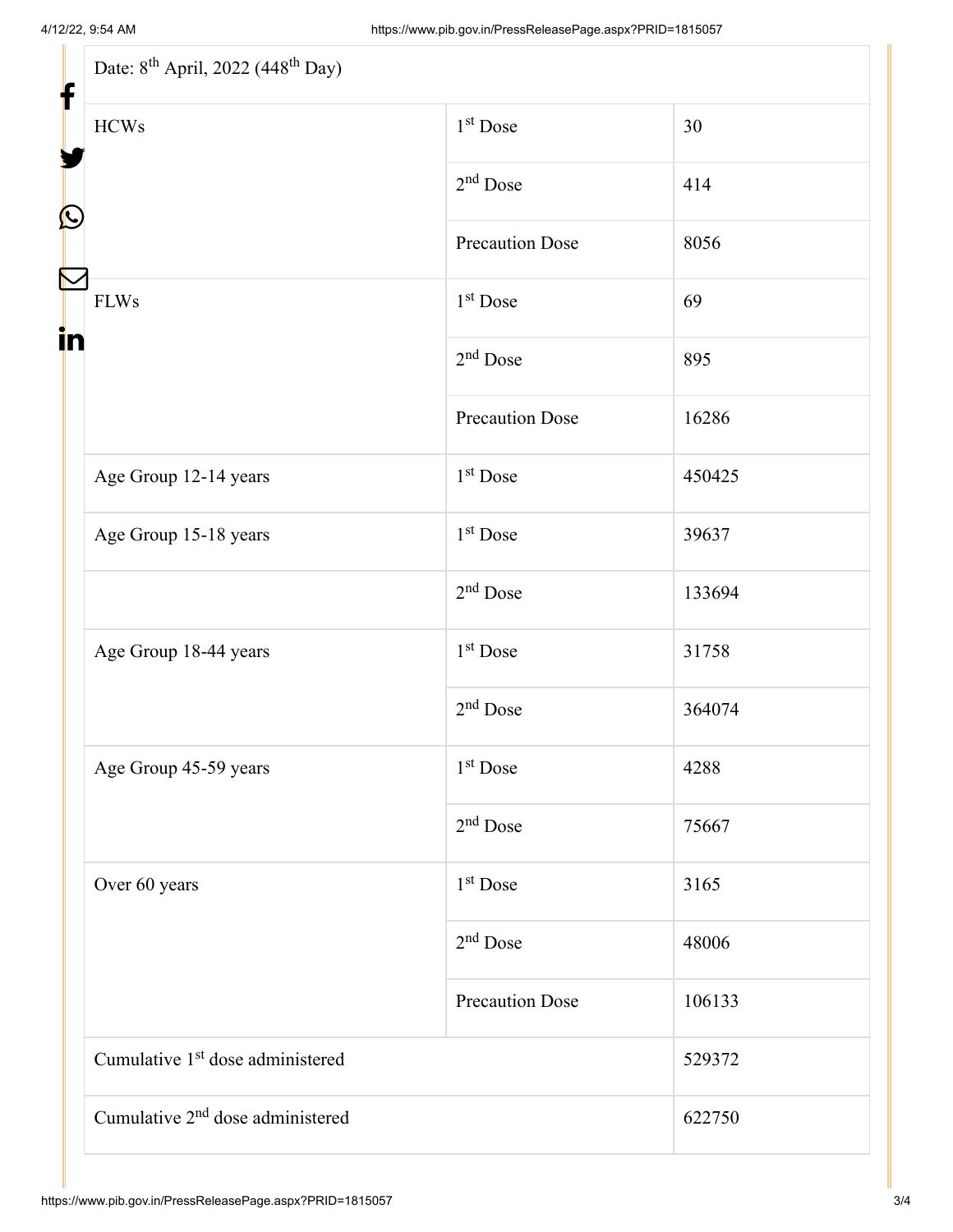| Date: 8th April, 2022 (448th Day) | | |
| --- | --- | --- |
| HCWs | 1st Dose | 30 |
| | 2nd Dose | 414 |
| | Precaution Dose | 8056 |
| FLWs | 1st Dose | 69 |
| | 2nd Dose | 895 |
| | Precaution Dose | 16286 |
| Age Group 12-14 years | 1st Dose | 450425 |
| Age Group 15-18 years | 1st Dose | 39637 |
| | 2nd Dose | 133694 |
| Age Group 18-44 years | 1st Dose | 31758 |
| | 2nd Dose | 364074 |
| Age Group 45-59 years | 1st Dose | 4288 |
| | 2nd Dose | 75667 |
| Over 60 years | 1st Dose | 3165 |
| | 2nd Dose | 48006 |
| | Precaution Dose | 106133 |
| Cumulative 1st dose administered | | 529372 |
| Cumulative 2nd dose administered | | 622750 |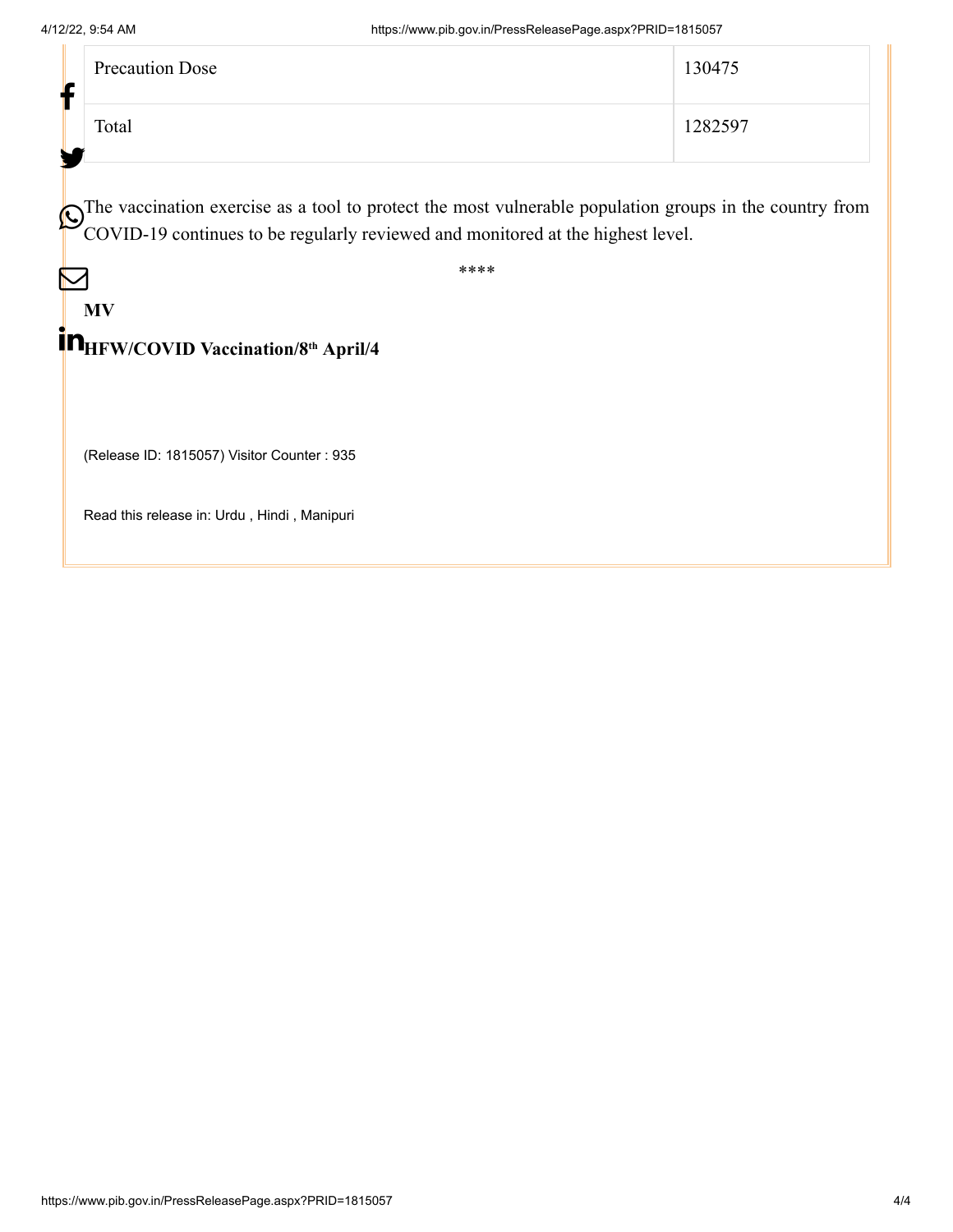| | |
|---|---|
| Precaution Dose | 130475 |
| Total | 1282597 |

The vaccination exercise as a tool to protect the most vulnerable population groups in the country from COVID-19 continues to be regularly reviewed and monitored at the highest level.

****

**MV**

**HFW/COVID Vaccination/8th April/4**

(Release ID: 1815057) Visitor Counter : 935

Read this release in: Urdu , Hindi , Manipuri